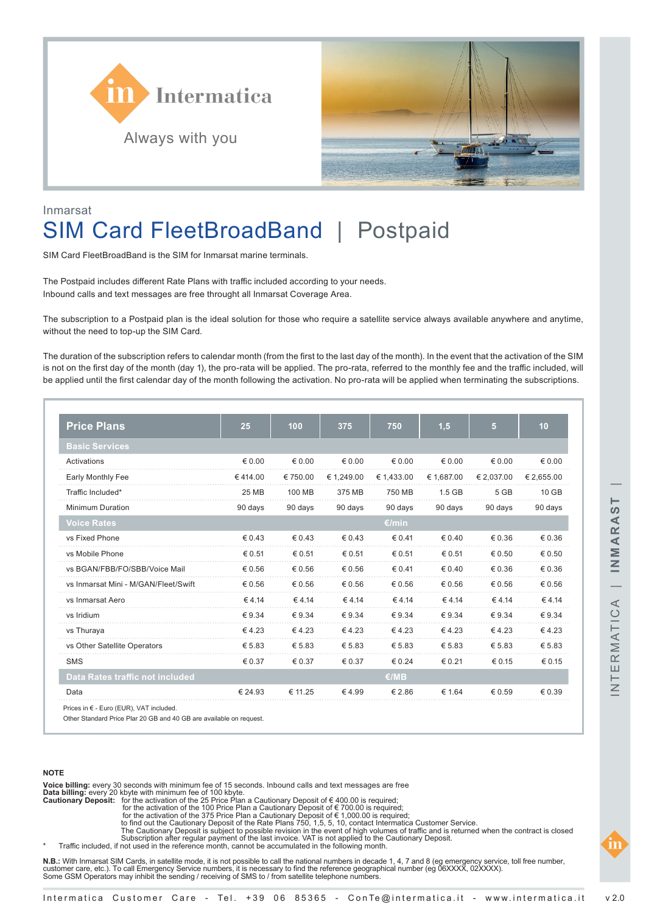Intermatica

Always with you

Inmarsat

# SIM Card FleetBroadBand | Postpaid

SIM Card FleetBroadBand is the SIM for Inmarsat marine terminals.

The Postpaid includes different Rate Plans with traffic included according to your needs.
Inbound calls and text messages are free throught all Inmarsat Coverage Area.

The subscription to a Postpaid plan is the ideal solution for those who require a satellite service always available anywhere and anytime, without the need to top-up the SIM Card.

The duration of the subscription refers to calendar month (from the first to the last day of the month). In the event that the activation of the SIM is not on the first day of the month (day 1), the pro-rata will be applied. The pro-rata, referred to the monthly fee and the traffic included, will be applied until the first calendar day of the month following the activation. No pro-rata will be applied when terminating the subscriptions.

| Price Plans | 25 | 100 | 375 | 750 | 1,5 | 5 | 10 |
|---|---|---|---|---|---|---|---|
| **Basic Services** | | | | | | | |
| Activations | € 0.00 | € 0.00 | € 0.00 | € 0.00 | € 0.00 | € 0.00 | € 0.00 |
| Early Monthly Fee | € 414.00 | € 750.00 | € 1,249.00 | € 1,433.00 | € 1,687.00 | € 2,037.00 | € 2,655.00 |
| Traffic Included* | 25 MB | 100 MB | 375 MB | 750 MB | 1.5 GB | 5 GB | 10 GB |
| Minimum Duration | 90 days | 90 days | 90 days | 90 days | 90 days | 90 days | 90 days |
| **Voice Rates** | | | | €/min | | | |
| vs Fixed Phone | € 0.43 | € 0.43 | € 0.43 | € 0.41 | € 0.40 | € 0.36 | € 0.36 |
| vs Mobile Phone | € 0.51 | € 0.51 | € 0.51 | € 0.51 | € 0.51 | € 0.50 | € 0.50 |
| vs BGAN/FBB/FO/SBB/Voice Mail | € 0.56 | € 0.56 | € 0.56 | € 0.41 | € 0.40 | € 0.36 | € 0.36 |
| vs Inmarsat Mini - M/GAN/Fleet/Swift | € 0.56 | € 0.56 | € 0.56 | € 0.56 | € 0.56 | € 0.56 | € 0.56 |
| vs Inmarsat Aero | € 4.14 | € 4.14 | € 4.14 | € 4.14 | € 4.14 | € 4.14 | € 4.14 |
| vs Iridium | € 9.34 | € 9.34 | € 9.34 | € 9.34 | € 9.34 | € 9.34 | € 9.34 |
| vs Thuraya | € 4.23 | € 4.23 | € 4.23 | € 4.23 | € 4.23 | € 4.23 | € 4.23 |
| vs Other Satellite Operators | € 5.83 | € 5.83 | € 5.83 | € 5.83 | € 5.83 | € 5.83 | € 5.83 |
| SMS | € 0.37 | € 0.37 | € 0.37 | € 0.24 | € 0.21 | € 0.15 | € 0.15 |
| **Data Rates traffic not included** | | | | €/MB | | | |
| Data | € 24.93 | € 11.25 | € 4.99 | € 2.86 | € 1.64 | € 0.59 | € 0.39 |

Prices in € - Euro (EUR), VAT included.
Other Standard Price Plar 20 GB and 40 GB are available on request.

**NOTE**

**Voice billing:** every 30 seconds with minimum fee of 15 seconds. Inbound calls and text messages are free
**Data billing:** every 20 kbyte with minimum fee of 100 kbyte.
**Cautionary Deposit:** for the activation of the 25 Price Plan a Cautionary Deposit of € 400.00 is required;
for the activation of the 100 Price Plan a Cautionary Deposit of € 700.00 is required;
for the activation of the 375 Price Plan a Cautionary Deposit of € 1,000.00 is required;
to find out the Cautionary Deposit of the Rate Plans 750, 1,5, 5, 10, contact Intermatica Customer Service.
The Cautionary Deposit is subject to possible revision in the event of high volumes of traffic and is returned when the contract is closed
Subscription after regular payment of the last invoice. VAT is not applied to the Cautionary Deposit.

\* Traffic included, if not used in the reference month, cannot be accumulated in the following month.

**N.B.:** With Inmarsat SIM Cards, in satellite mode, it is not possible to call the national numbers in decade 1, 4, 7 and 8 (eg emergency service, toll free number, customer care, etc.). To call Emergency Service numbers, it is necessary to find the reference geographical number (eg 06XXXX, 02XXXX).
Some GSM Operators may inhibit the sending / receiving of SMS to / from satellite telephone numbers.

Intermatica Customer Care - Tel. +39 06 85365 - ConTe@intermatica.it - www.intermatica.it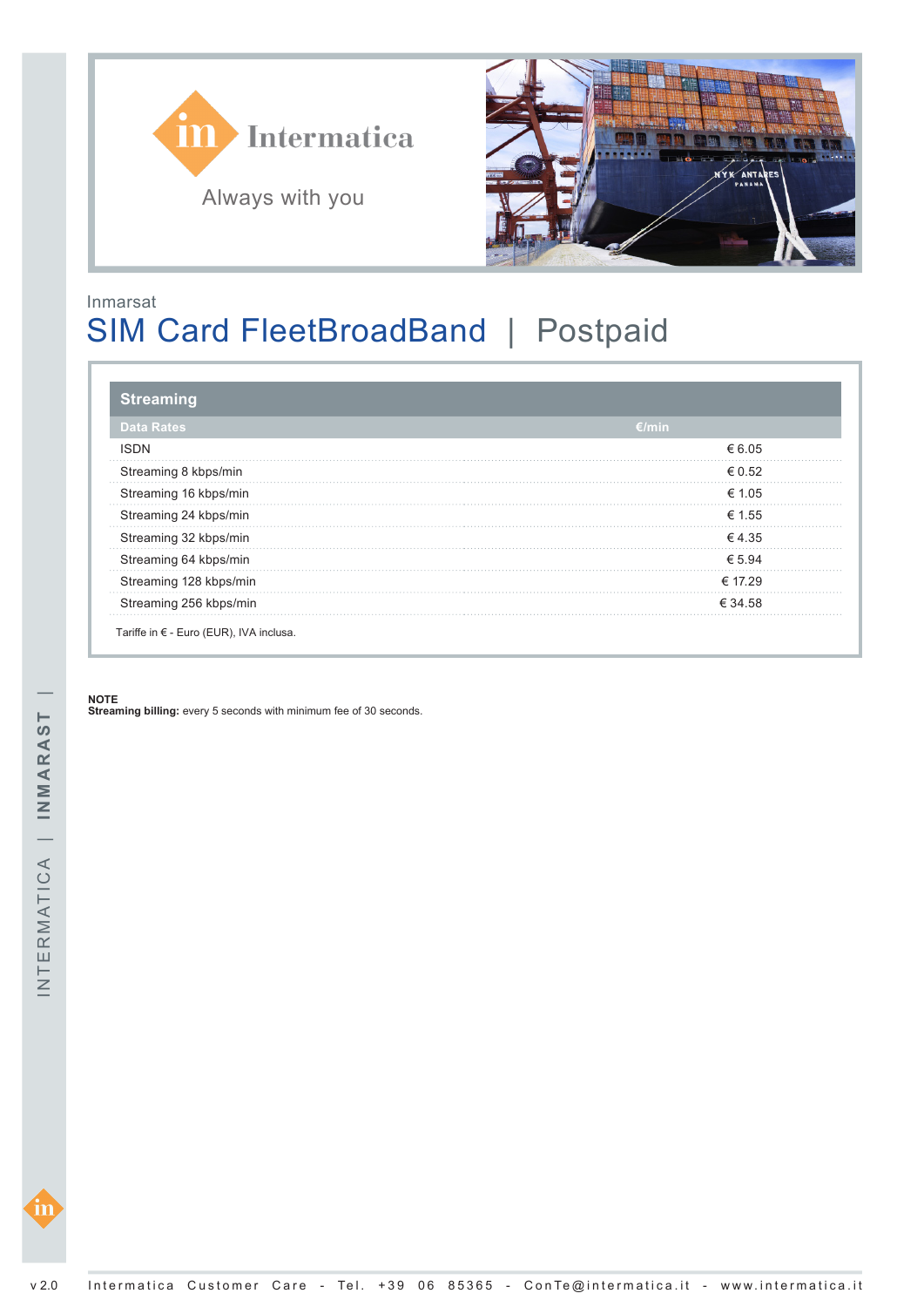Intermatica

Always with you

Inmarsat

# SIM Card FleetBroadBand | Postpaid

## Streaming

| Data Rates | €/min |
|---|---|
| ISDN | € 6.05 |
| Streaming 8 kbps/min | € 0.52 |
| Streaming 16 kbps/min | € 1.05 |
| Streaming 24 kbps/min | € 1.55 |
| Streaming 32 kbps/min | € 4.35 |
| Streaming 64 kbps/min | € 5.94 |
| Streaming 128 kbps/min | € 17.29 |
| Streaming 256 kbps/min | € 34.58 |

Tariffe in € - Euro (EUR), IVA inclusa.

**NOTE**
**Streaming billing:** every 5 seconds with minimum fee of 30 seconds.